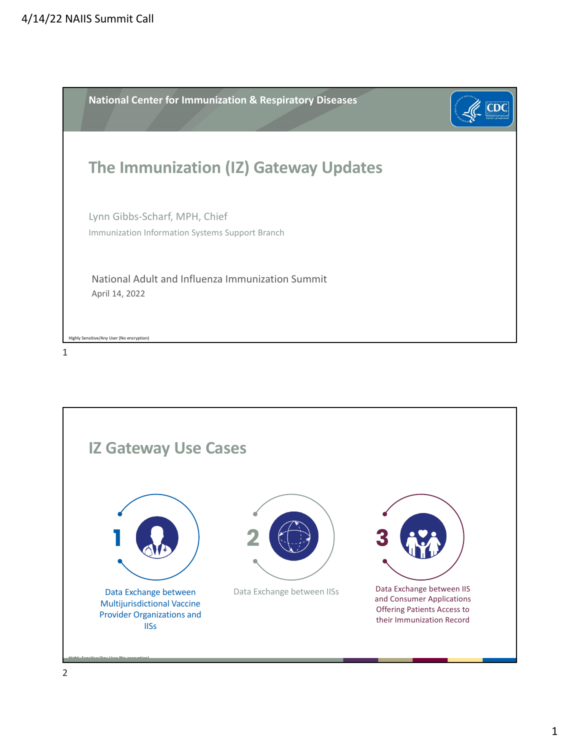4/14/22 NAIIS Summit Call

National Center for Immunization & Respiratory Diseases

# The Immunization (IZ) Gateway Updates

Lynn Gibbs-Scharf, MPH, Chief

Immunization Information Systems Support Branch

National Adult and Influenza Immunization Summit

April 14, 2022

Highly Sensitive/Any User (No encryption)

## IZ Gateway Use Cases

1. Data Exchange between Multijurisdictional Vaccine Provider Organizations and IISs
2. Data Exchange between IISs
3. Data Exchange between IIS and Consumer Applications Offering Patients Access to their Immunization Record

Highly Sensitive/Any User (No encryption)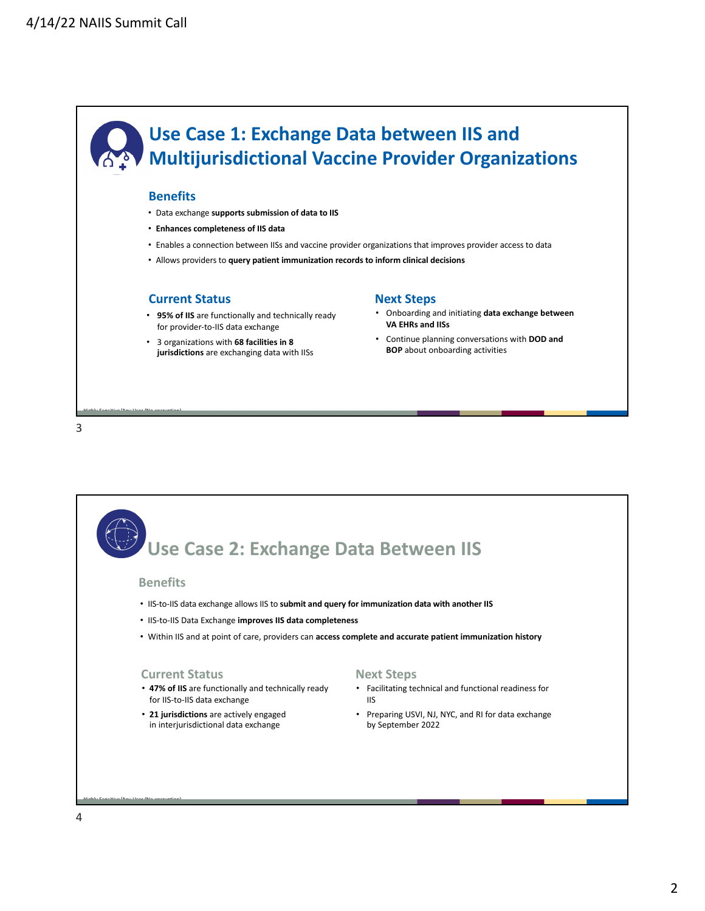# Use Case 1: Exchange Data between IIS and Multijurisdictional Vaccine Provider Organizations

## Benefits

- Data exchange **supports submission of data to IIS**
- **Enhances completeness of IIS data**
- Enables a connection between IISs and vaccine provider organizations that improves provider access to data
- Allows providers to **query patient immunization records to inform clinical decisions**

## Current Status

- **95% of IIS** are functionally and technically ready for provider-to-IIS data exchange
- 3 organizations with **68 facilities in 8 jurisdictions** are exchanging data with IISs

## Next Steps

- Onboarding and initiating **data exchange between VA EHRs and IISs**
- Continue planning conversations with **DOD and BOP** about onboarding activities

# Use Case 2: Exchange Data Between IIS

## Benefits

- IIS-to-IIS data exchange allows IIS to **submit and query for immunization data with another IIS**
- IIS-to-IIS Data Exchange **improves IIS data completeness**
- Within IIS and at point of care, providers can **access complete and accurate patient immunization history**

## Current Status

- **47% of IIS** are functionally and technically ready for IIS-to-IIS data exchange
- **21 jurisdictions** are actively engaged in interjurisdictional data exchange

## Next Steps

- Facilitating technical and functional readiness for IIS
- Preparing USVI, NJ, NYC, and RI for data exchange by September 2022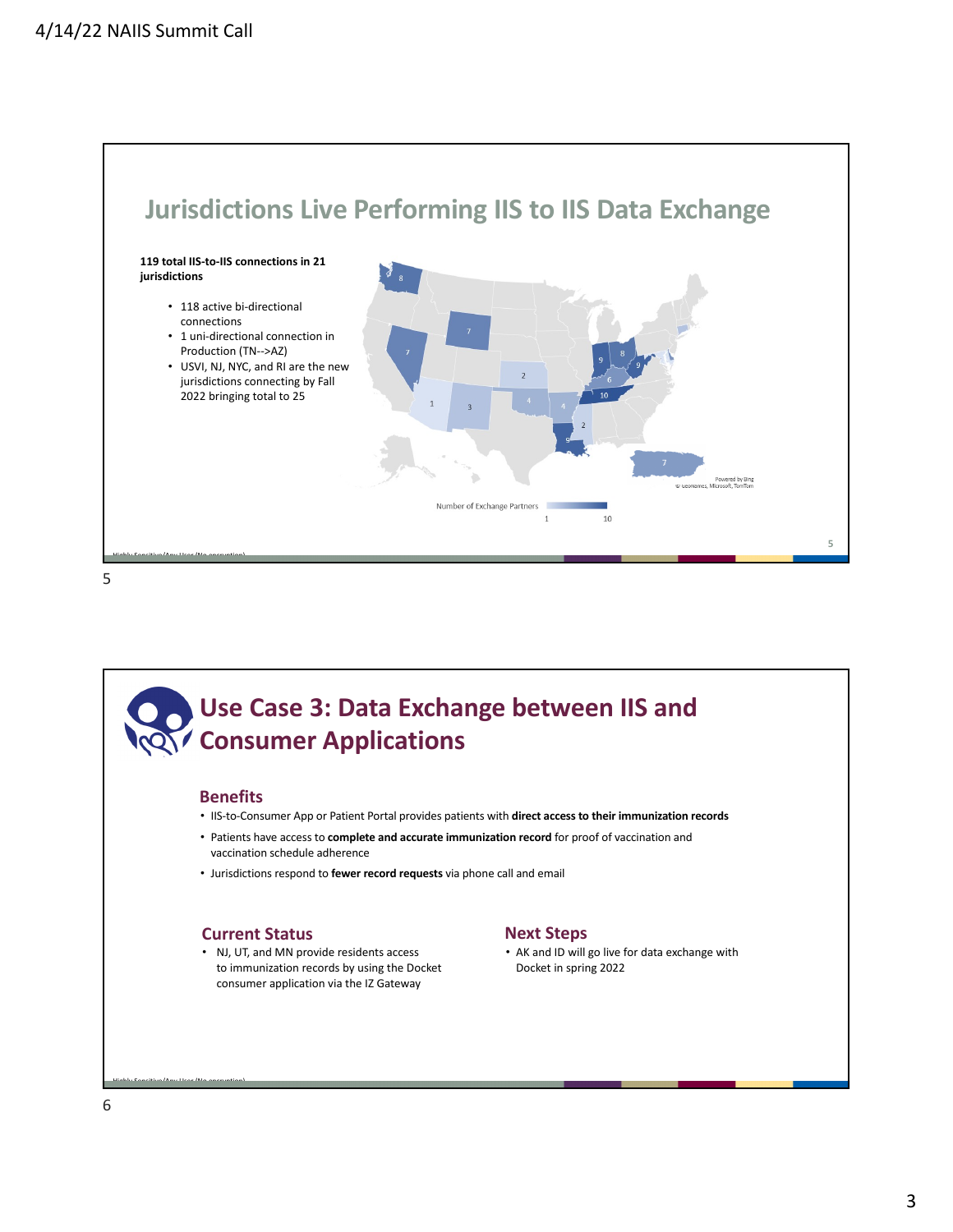## Jurisdictions Live Performing IIS to IIS Data Exchange

**119 total IIS-to-IIS connections in 21 jurisdictions**

- 118 active bi-directional connections
- 1 uni-directional connection in Production (TN-->AZ)
- USVI, NJ, NYC, and RI are the new jurisdictions connecting by Fall 2022 bringing total to 25

Number of Exchange Partners

1 10

## Use Case 3: Data Exchange between IIS and Consumer Applications

### Benefits

- IIS-to-Consumer App or Patient Portal provides patients with **direct access to their immunization records**
- Patients have access to **complete and accurate immunization record** for proof of vaccination and vaccination schedule adherence
- Jurisdictions respond to **fewer record requests** via phone call and email

### Current Status

- NJ, UT, and MN provide residents access to immunization records by using the Docket consumer application via the IZ Gateway

### Next Steps

- AK and ID will go live for data exchange with Docket in spring 2022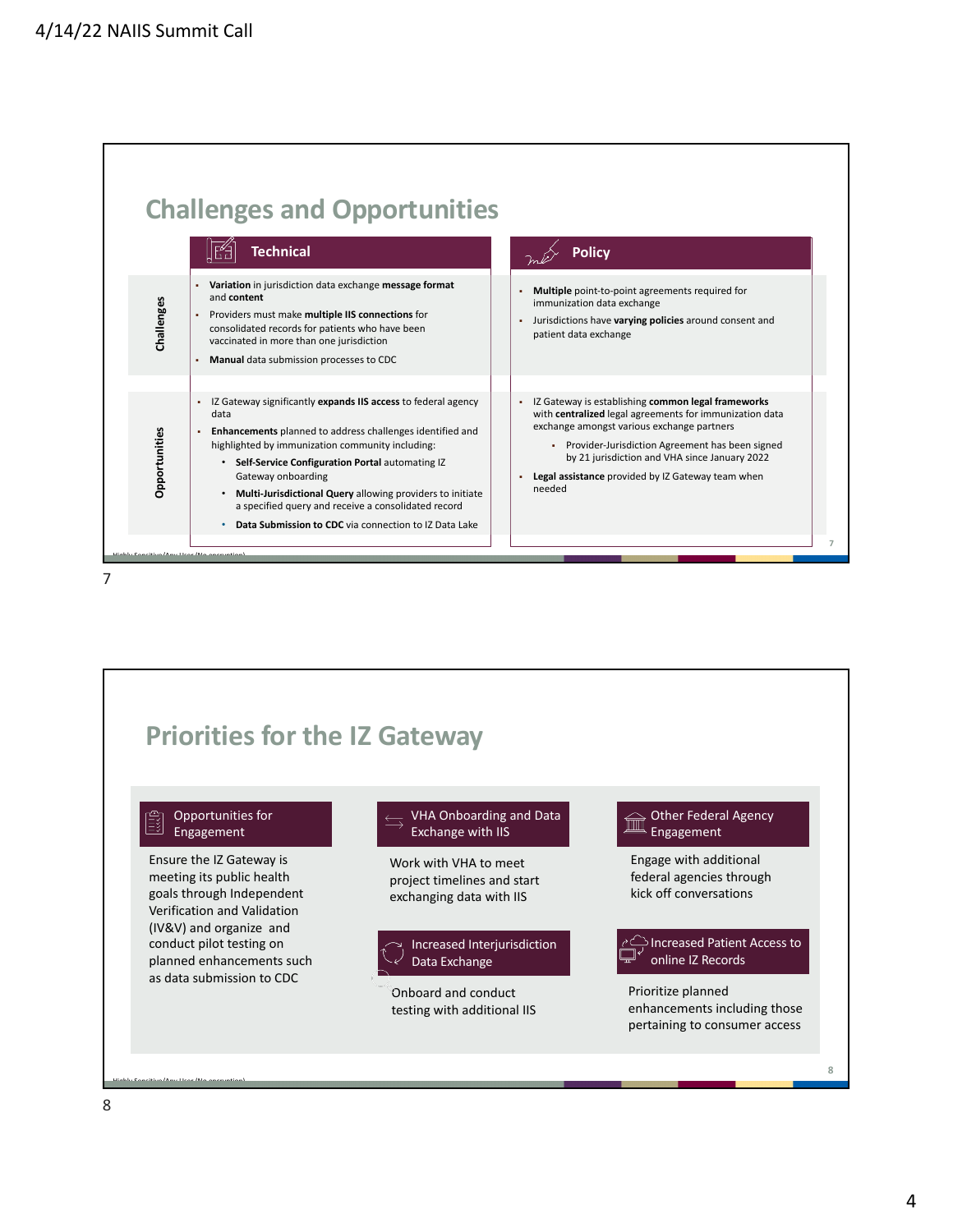## Challenges and Opportunities

| | Technical | Policy |
|---|---|---|
| **Challenges** | ▪ **Variation** in jurisdiction data exchange **message format** and **content**<br>▪ Providers must make **multiple IIS connections** for consolidated records for patients who have been vaccinated in more than one jurisdiction<br>▪ **Manual** data submission processes to CDC | ▪ **Multiple** point-to-point agreements required for immunization data exchange<br>▪ Jurisdictions have **varying policies** around consent and patient data exchange |
| **Opportunities** | ▪ IZ Gateway significantly **expands IIS access** to federal agency data<br>▪ **Enhancements** planned to address challenges identified and highlighted by immunization community including:<br>• **Self-Service Configuration Portal** automating IZ Gateway onboarding<br>• **Multi-Jurisdictional Query** allowing providers to initiate a specified query and receive a consolidated record<br>• **Data Submission to CDC** via connection to IZ Data Lake | ▪ IZ Gateway is establishing **common legal frameworks** with **centralized** legal agreements for immunization data exchange amongst various exchange partners<br>▪ Provider-Jurisdiction Agreement has been signed by 21 jurisdiction and VHA since January 2022<br>▪ **Legal assistance** provided by IZ Gateway team when needed |

## Priorities for the IZ Gateway

### Opportunities for Engagement

Ensure the IZ Gateway is meeting its public health goals through Independent Verification and Validation (IV&V) and organize and conduct pilot testing on planned enhancements such as data submission to CDC

### VHA Onboarding and Data Exchange with IIS

Work with VHA to meet project timelines and start exchanging data with IIS

### Increased Interjurisdiction Data Exchange

Onboard and conduct testing with additional IIS

### Other Federal Agency Engagement

Engage with additional federal agencies through kick off conversations

### Increased Patient Access to online IZ Records

Prioritize planned enhancements including those pertaining to consumer access